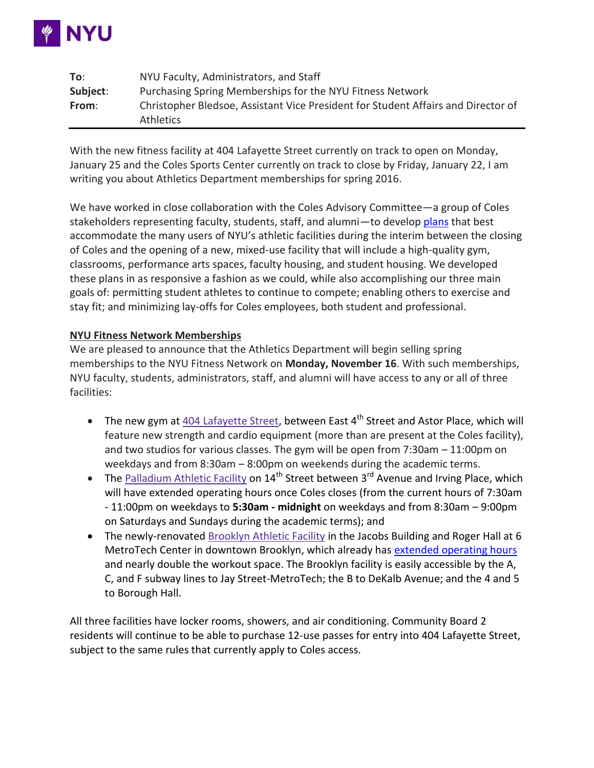NYU

**To**: NYU Faculty, Administrators, and Staff
**Subject**: Purchasing Spring Memberships for the NYU Fitness Network
**From**: Christopher Bledsoe, Assistant Vice President for Student Affairs and Director of Athletics

---

With the new fitness facility at 404 Lafayette Street currently on track to open on Monday, January 25 and the Coles Sports Center currently on track to close by Friday, January 22, I am writing you about Athletics Department memberships for spring 2016.

We have worked in close collaboration with the Coles Advisory Committee—a group of Coles stakeholders representing faculty, students, staff, and alumni—to develop plans that best accommodate the many users of NYU's athletic facilities during the interim between the closing of Coles and the opening of a new, mixed-use facility that will include a high-quality gym, classrooms, performance arts spaces, faculty housing, and student housing. We developed these plans in as responsive a fashion as we could, while also accomplishing our three main goals of: permitting student athletes to continue to compete; enabling others to exercise and stay fit; and minimizing lay-offs for Coles employees, both student and professional.

**NYU Fitness Network Memberships**

We are pleased to announce that the Athletics Department will begin selling spring memberships to the NYU Fitness Network on **Monday, November 16**. With such memberships, NYU faculty, students, administrators, staff, and alumni will have access to any or all of three facilities:

- The new gym at 404 Lafayette Street, between East 4th Street and Astor Place, which will feature new strength and cardio equipment (more than are present at the Coles facility), and two studios for various classes. The gym will be open from 7:30am – 11:00pm on weekdays and from 8:30am – 8:00pm on weekends during the academic terms.
- The Palladium Athletic Facility on 14th Street between 3rd Avenue and Irving Place, which will have extended operating hours once Coles closes (from the current hours of 7:30am - 11:00pm on weekdays to **5:30am - midnight** on weekdays and from 8:30am – 9:00pm on Saturdays and Sundays during the academic terms); and
- The newly-renovated Brooklyn Athletic Facility in the Jacobs Building and Roger Hall at 6 MetroTech Center in downtown Brooklyn, which already has extended operating hours and nearly double the workout space. The Brooklyn facility is easily accessible by the A, C, and F subway lines to Jay Street-MetroTech; the B to DeKalb Avenue; and the 4 and 5 to Borough Hall.

All three facilities have locker rooms, showers, and air conditioning. Community Board 2 residents will continue to be able to purchase 12-use passes for entry into 404 Lafayette Street, subject to the same rules that currently apply to Coles access.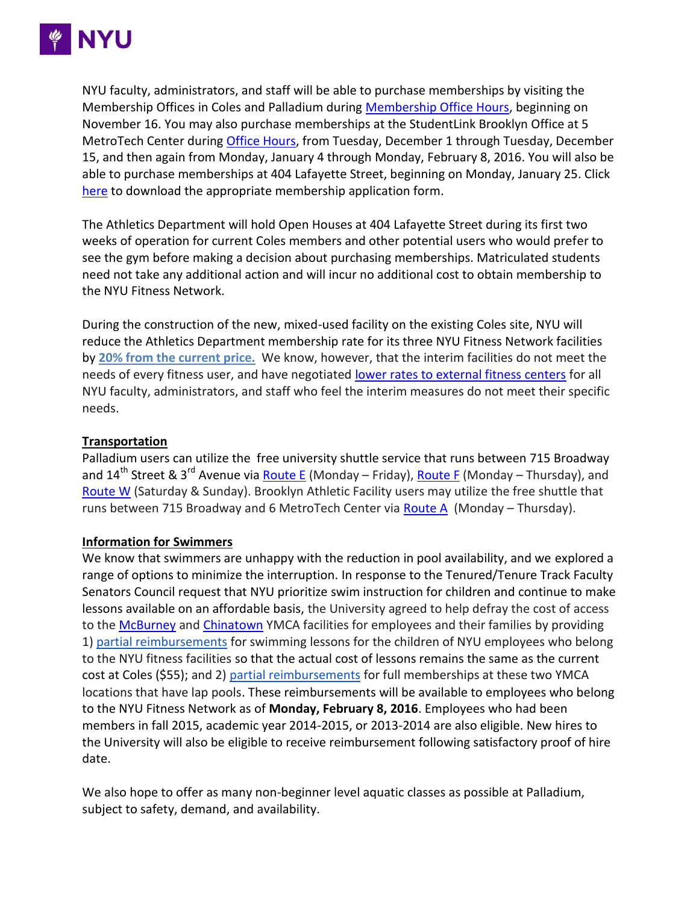NYU faculty, administrators, and staff will be able to purchase memberships by visiting the Membership Offices in Coles and Palladium during Membership Office Hours, beginning on November 16. You may also purchase memberships at the StudentLink Brooklyn Office at 5 MetroTech Center during Office Hours, from Tuesday, December 1 through Tuesday, December 15, and then again from Monday, January 4 through Monday, February 8, 2016. You will also be able to purchase memberships at 404 Lafayette Street, beginning on Monday, January 25. Click here to download the appropriate membership application form.

The Athletics Department will hold Open Houses at 404 Lafayette Street during its first two weeks of operation for current Coles members and other potential users who would prefer to see the gym before making a decision about purchasing memberships. Matriculated students need not take any additional action and will incur no additional cost to obtain membership to the NYU Fitness Network.

During the construction of the new, mixed-used facility on the existing Coles site, NYU will reduce the Athletics Department membership rate for its three NYU Fitness Network facilities by **20% from the current price.** We know, however, that the interim facilities do not meet the needs of every fitness user, and have negotiated lower rates to external fitness centers for all NYU faculty, administrators, and staff who feel the interim measures do not meet their specific needs.

**Transportation**

Palladium users can utilize the free university shuttle service that runs between 715 Broadway and 14th Street & 3rd Avenue via Route E (Monday – Friday), Route F (Monday – Thursday), and Route W (Saturday & Sunday). Brooklyn Athletic Facility users may utilize the free shuttle that runs between 715 Broadway and 6 MetroTech Center via Route A (Monday – Thursday).

**Information for Swimmers**

We know that swimmers are unhappy with the reduction in pool availability, and we explored a range of options to minimize the interruption. In response to the Tenured/Tenure Track Faculty Senators Council request that NYU prioritize swim instruction for children and continue to make lessons available on an affordable basis, the University agreed to help defray the cost of access to the McBurney and Chinatown YMCA facilities for employees and their families by providing 1) partial reimbursements for swimming lessons for the children of NYU employees who belong to the NYU fitness facilities so that the actual cost of lessons remains the same as the current cost at Coles ($55); and 2) partial reimbursements for full memberships at these two YMCA locations that have lap pools. These reimbursements will be available to employees who belong to the NYU Fitness Network as of **Monday, February 8, 2016**. Employees who had been members in fall 2015, academic year 2014-2015, or 2013-2014 are also eligible. New hires to the University will also be eligible to receive reimbursement following satisfactory proof of hire date.

We also hope to offer as many non-beginner level aquatic classes as possible at Palladium, subject to safety, demand, and availability.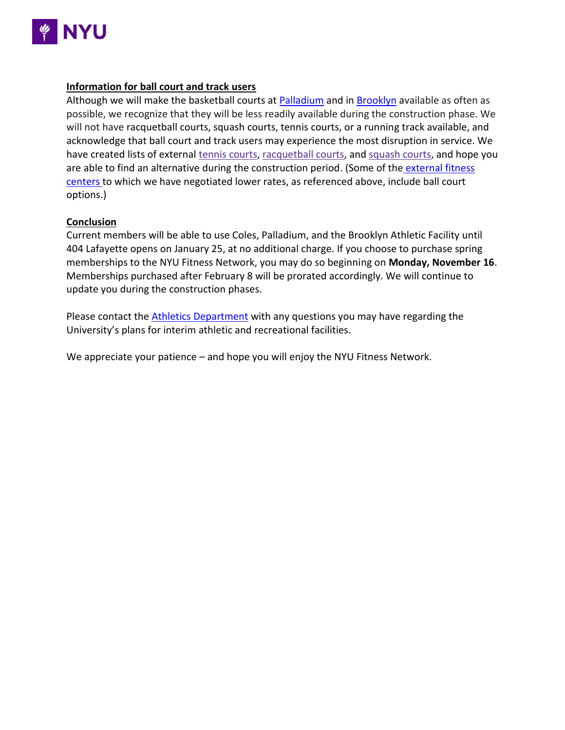**Information for ball court and track users**

Although we will make the basketball courts at Palladium and in Brooklyn available as often as possible, we recognize that they will be less readily available during the construction phase. We will not have racquetball courts, squash courts, tennis courts, or a running track available, and acknowledge that ball court and track users may experience the most disruption in service. We have created lists of external tennis courts, racquetball courts, and squash courts, and hope you are able to find an alternative during the construction period. (Some of the external fitness centers to which we have negotiated lower rates, as referenced above, include ball court options.)

**Conclusion**

Current members will be able to use Coles, Palladium, and the Brooklyn Athletic Facility until 404 Lafayette opens on January 25, at no additional charge. If you choose to purchase spring memberships to the NYU Fitness Network, you may do so beginning on **Monday, November 16**. Memberships purchased after February 8 will be prorated accordingly. We will continue to update you during the construction phases.

Please contact the Athletics Department with any questions you may have regarding the University's plans for interim athletic and recreational facilities.

We appreciate your patience – and hope you will enjoy the NYU Fitness Network.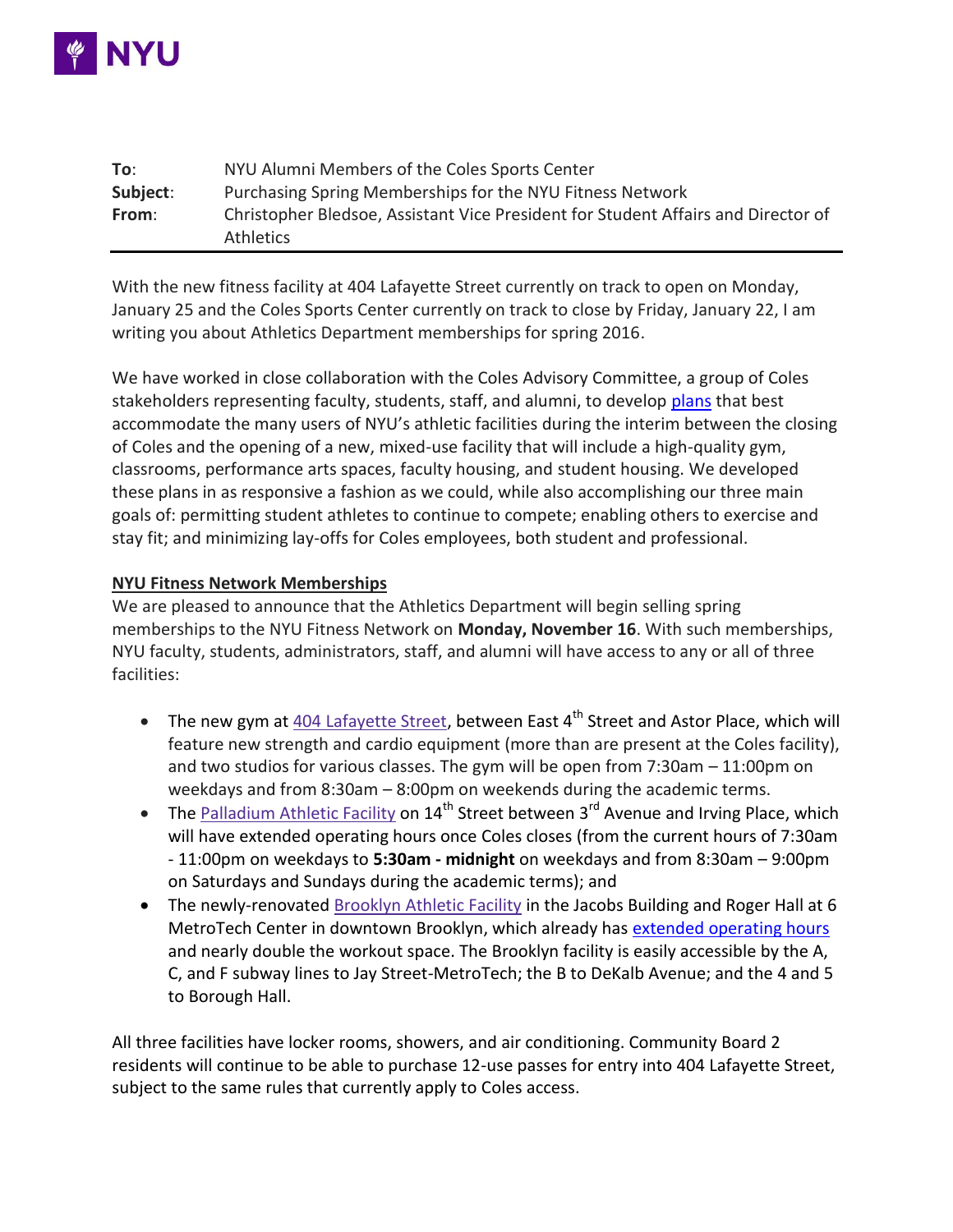| | |
|---|---|
| **To**: | NYU Alumni Members of the Coles Sports Center |
| **Subject**: | Purchasing Spring Memberships for the NYU Fitness Network |
| **From**: | Christopher Bledsoe, Assistant Vice President for Student Affairs and Director of Athletics |

With the new fitness facility at 404 Lafayette Street currently on track to open on Monday, January 25 and the Coles Sports Center currently on track to close by Friday, January 22, I am writing you about Athletics Department memberships for spring 2016.

We have worked in close collaboration with the Coles Advisory Committee, a group of Coles stakeholders representing faculty, students, staff, and alumni, to develop plans that best accommodate the many users of NYU's athletic facilities during the interim between the closing of Coles and the opening of a new, mixed-use facility that will include a high-quality gym, classrooms, performance arts spaces, faculty housing, and student housing. We developed these plans in as responsive a fashion as we could, while also accomplishing our three main goals of: permitting student athletes to continue to compete; enabling others to exercise and stay fit; and minimizing lay-offs for Coles employees, both student and professional.

**NYU Fitness Network Memberships**

We are pleased to announce that the Athletics Department will begin selling spring memberships to the NYU Fitness Network on **Monday, November 16**. With such memberships, NYU faculty, students, administrators, staff, and alumni will have access to any or all of three facilities:

- The new gym at 404 Lafayette Street, between East 4th Street and Astor Place, which will feature new strength and cardio equipment (more than are present at the Coles facility), and two studios for various classes. The gym will be open from 7:30am – 11:00pm on weekdays and from 8:30am – 8:00pm on weekends during the academic terms.
- The Palladium Athletic Facility on 14th Street between 3rd Avenue and Irving Place, which will have extended operating hours once Coles closes (from the current hours of 7:30am - 11:00pm on weekdays to **5:30am - midnight** on weekdays and from 8:30am – 9:00pm on Saturdays and Sundays during the academic terms); and
- The newly-renovated Brooklyn Athletic Facility in the Jacobs Building and Roger Hall at 6 MetroTech Center in downtown Brooklyn, which already has extended operating hours and nearly double the workout space. The Brooklyn facility is easily accessible by the A, C, and F subway lines to Jay Street-MetroTech; the B to DeKalb Avenue; and the 4 and 5 to Borough Hall.

All three facilities have locker rooms, showers, and air conditioning. Community Board 2 residents will continue to be able to purchase 12-use passes for entry into 404 Lafayette Street, subject to the same rules that currently apply to Coles access.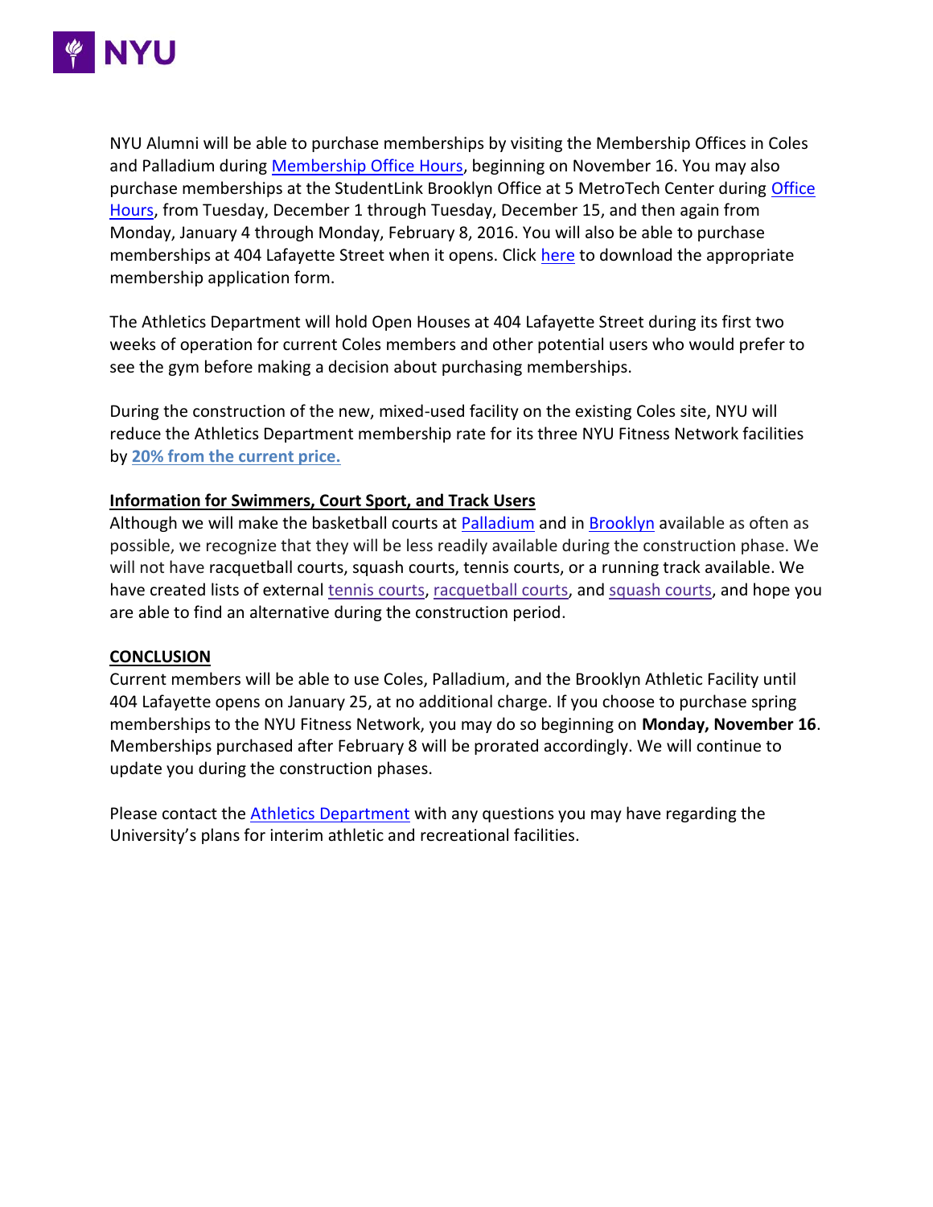NYU Alumni will be able to purchase memberships by visiting the Membership Offices in Coles and Palladium during Membership Office Hours, beginning on November 16. You may also purchase memberships at the StudentLink Brooklyn Office at 5 MetroTech Center during Office Hours, from Tuesday, December 1 through Tuesday, December 15, and then again from Monday, January 4 through Monday, February 8, 2016. You will also be able to purchase memberships at 404 Lafayette Street when it opens. Click here to download the appropriate membership application form.

The Athletics Department will hold Open Houses at 404 Lafayette Street during its first two weeks of operation for current Coles members and other potential users who would prefer to see the gym before making a decision about purchasing memberships.

During the construction of the new, mixed-used facility on the existing Coles site, NYU will reduce the Athletics Department membership rate for its three NYU Fitness Network facilities by **20% from the current price.**

**Information for Swimmers, Court Sport, and Track Users**

Although we will make the basketball courts at Palladium and in Brooklyn available as often as possible, we recognize that they will be less readily available during the construction phase. We will not have racquetball courts, squash courts, tennis courts, or a running track available. We have created lists of external tennis courts, racquetball courts, and squash courts, and hope you are able to find an alternative during the construction period.

**CONCLUSION**

Current members will be able to use Coles, Palladium, and the Brooklyn Athletic Facility until 404 Lafayette opens on January 25, at no additional charge. If you choose to purchase spring memberships to the NYU Fitness Network, you may do so beginning on **Monday, November 16**. Memberships purchased after February 8 will be prorated accordingly. We will continue to update you during the construction phases.

Please contact the Athletics Department with any questions you may have regarding the University's plans for interim athletic and recreational facilities.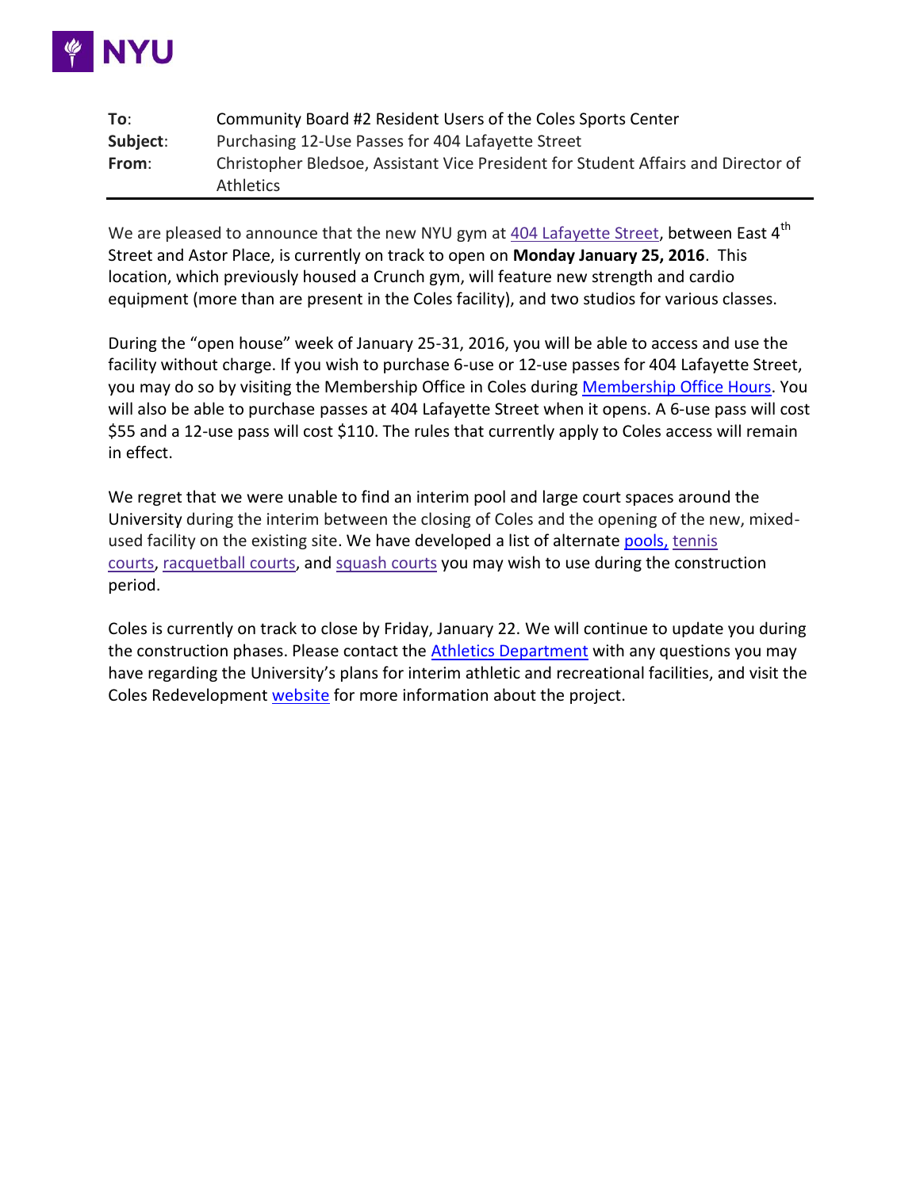NYU

**To**: Community Board #2 Resident Users of the Coles Sports Center
**Subject**: Purchasing 12-Use Passes for 404 Lafayette Street
**From**: Christopher Bledsoe, Assistant Vice President for Student Affairs and Director of Athletics

---

We are pleased to announce that the new NYU gym at 404 Lafayette Street, between East 4th Street and Astor Place, is currently on track to open on **Monday January 25, 2016**. This location, which previously housed a Crunch gym, will feature new strength and cardio equipment (more than are present in the Coles facility), and two studios for various classes.

During the "open house" week of January 25-31, 2016, you will be able to access and use the facility without charge. If you wish to purchase 6-use or 12-use passes for 404 Lafayette Street, you may do so by visiting the Membership Office in Coles during Membership Office Hours. You will also be able to purchase passes at 404 Lafayette Street when it opens. A 6-use pass will cost $55 and a 12-use pass will cost $110. The rules that currently apply to Coles access will remain in effect.

We regret that we were unable to find an interim pool and large court spaces around the University during the interim between the closing of Coles and the opening of the new, mixed-used facility on the existing site. We have developed a list of alternate pools, tennis courts, racquetball courts, and squash courts you may wish to use during the construction period.

Coles is currently on track to close by Friday, January 22. We will continue to update you during the construction phases. Please contact the Athletics Department with any questions you may have regarding the University's plans for interim athletic and recreational facilities, and visit the Coles Redevelopment website for more information about the project.